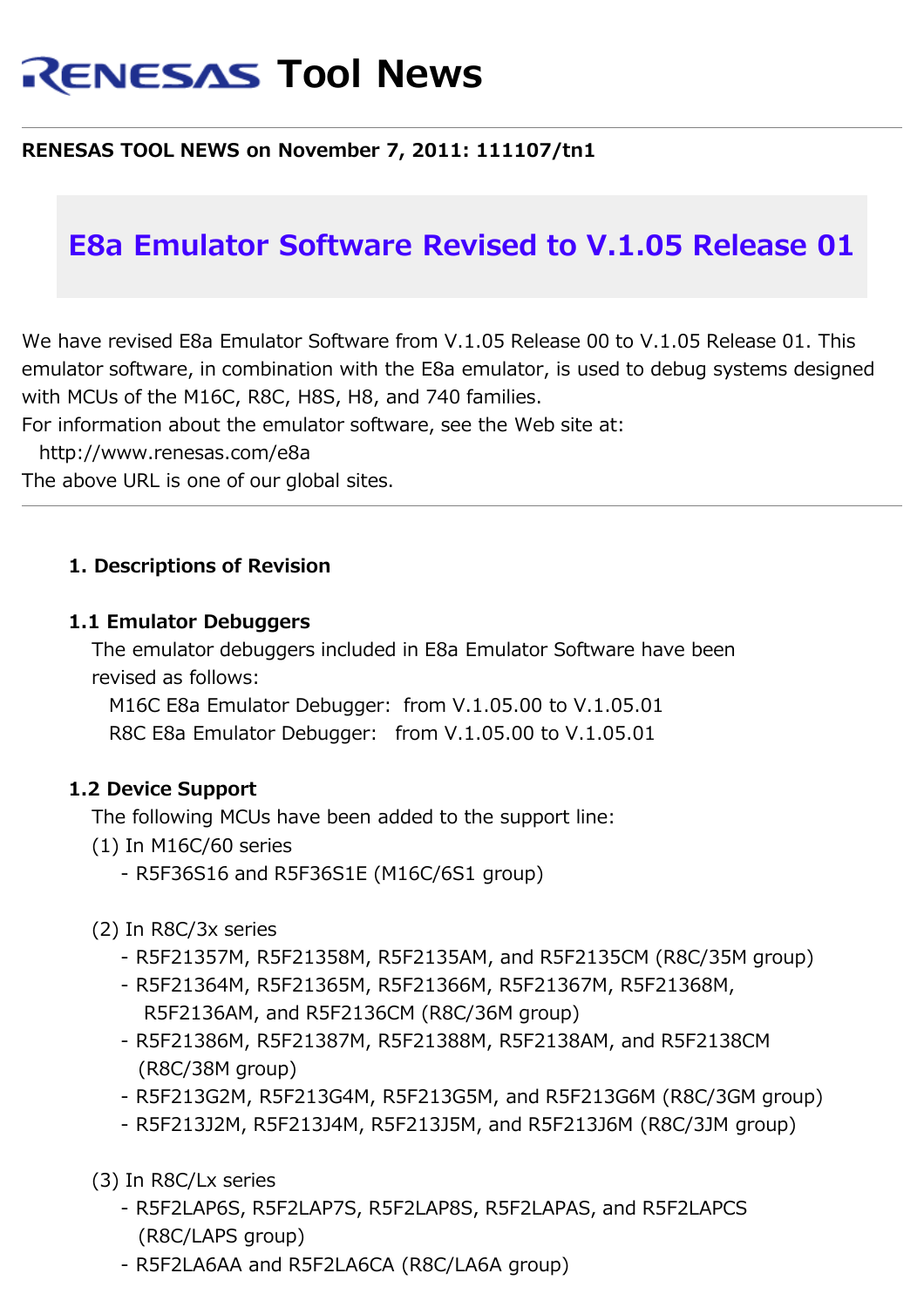# RENESAS Tool News

**RENESAS TOOL NEWS on November 7, 2011: 111107/tn1**

## E8a Emulator Software Revised to V.1.05 Release 01

We have revised E8a Emulator Software from V.1.05 Release 00 to V.1.05 Release 01. This emulator software, in combination with the E8a emulator, is used to debug systems designed with MCUs of the M16C, R8C, H8S, H8, and 740 families.
For information about the emulator software, see the Web site at:
http://www.renesas.com/e8a
The above URL is one of our global sites.

---

### 1. Descriptions of Revision

#### 1.1 Emulator Debuggers

The emulator debuggers included in E8a Emulator Software have been revised as follows:

M16C E8a Emulator Debugger: from V.1.05.00 to V.1.05.01
R8C E8a Emulator Debugger: from V.1.05.00 to V.1.05.01

#### 1.2 Device Support

The following MCUs have been added to the support line:

(1) In M16C/60 series
- R5F36S16 and R5F36S1E (M16C/6S1 group)

(2) In R8C/3x series
- R5F21357M, R5F21358M, R5F2135AM, and R5F2135CM (R8C/35M group)
- R5F21364M, R5F21365M, R5F21366M, R5F21367M, R5F21368M, R5F2136AM, and R5F2136CM (R8C/36M group)
- R5F21386M, R5F21387M, R5F21388M, R5F2138AM, and R5F2138CM (R8C/38M group)
- R5F213G2M, R5F213G4M, R5F213G5M, and R5F213G6M (R8C/3GM group)
- R5F213J2M, R5F213J4M, R5F213J5M, and R5F213J6M (R8C/3JM group)

(3) In R8C/Lx series
- R5F2LAP6S, R5F2LAP7S, R5F2LAP8S, R5F2LAPAS, and R5F2LAPCS (R8C/LAPS group)
- R5F2LA6AA and R5F2LA6CA (R8C/LA6A group)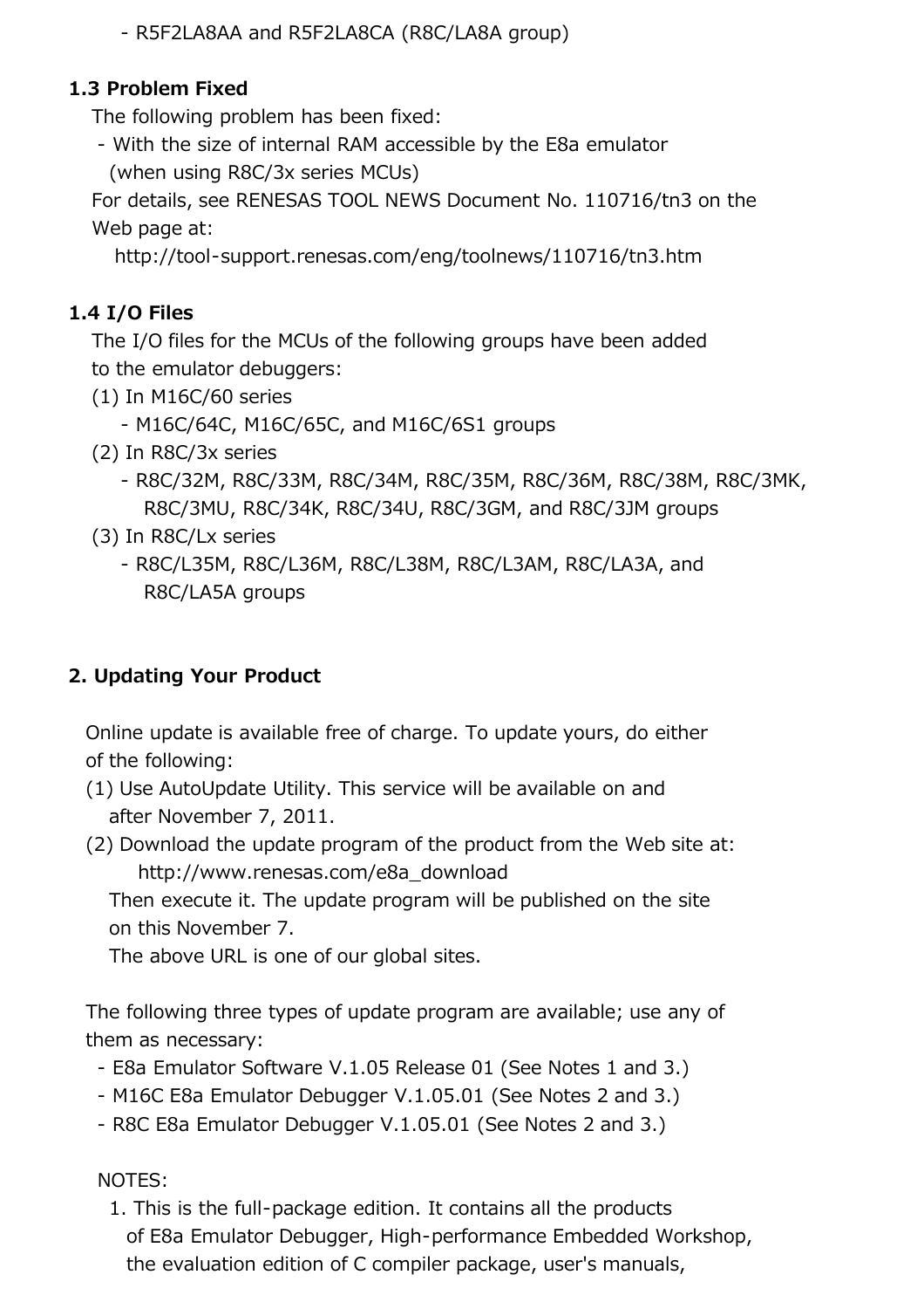- R5F2LA8AA and R5F2LA8CA (R8C/LA8A group)

### 1.3 Problem Fixed

The following problem has been fixed:

- With the size of internal RAM accessible by the E8a emulator (when using R8C/3x series MCUs)

For details, see RENESAS TOOL NEWS Document No. 110716/tn3 on the Web page at:

http://tool-support.renesas.com/eng/toolnews/110716/tn3.htm

### 1.4 I/O Files

The I/O files for the MCUs of the following groups have been added to the emulator debuggers:

(1) In M16C/60 series
- M16C/64C, M16C/65C, and M16C/6S1 groups

(2) In R8C/3x series
- R8C/32M, R8C/33M, R8C/34M, R8C/35M, R8C/36M, R8C/38M, R8C/3MK, R8C/3MU, R8C/34K, R8C/34U, R8C/3GM, and R8C/3JM groups

(3) In R8C/Lx series
- R8C/L35M, R8C/L36M, R8C/L38M, R8C/L3AM, R8C/LA3A, and R8C/LA5A groups

## 2. Updating Your Product

Online update is available free of charge. To update yours, do either of the following:

(1) Use AutoUpdate Utility. This service will be available on and after November 7, 2011.

(2) Download the update program of the product from the Web site at:
http://www.renesas.com/e8a_download
Then execute it. The update program will be published on the site on this November 7.
The above URL is one of our global sites.

The following three types of update program are available; use any of them as necessary:

- E8a Emulator Software V.1.05 Release 01 (See Notes 1 and 3.)
- M16C E8a Emulator Debugger V.1.05.01 (See Notes 2 and 3.)
- R8C E8a Emulator Debugger V.1.05.01 (See Notes 2 and 3.)

NOTES:

1. This is the full-package edition. It contains all the products of E8a Emulator Debugger, High-performance Embedded Workshop, the evaluation edition of C compiler package, user's manuals,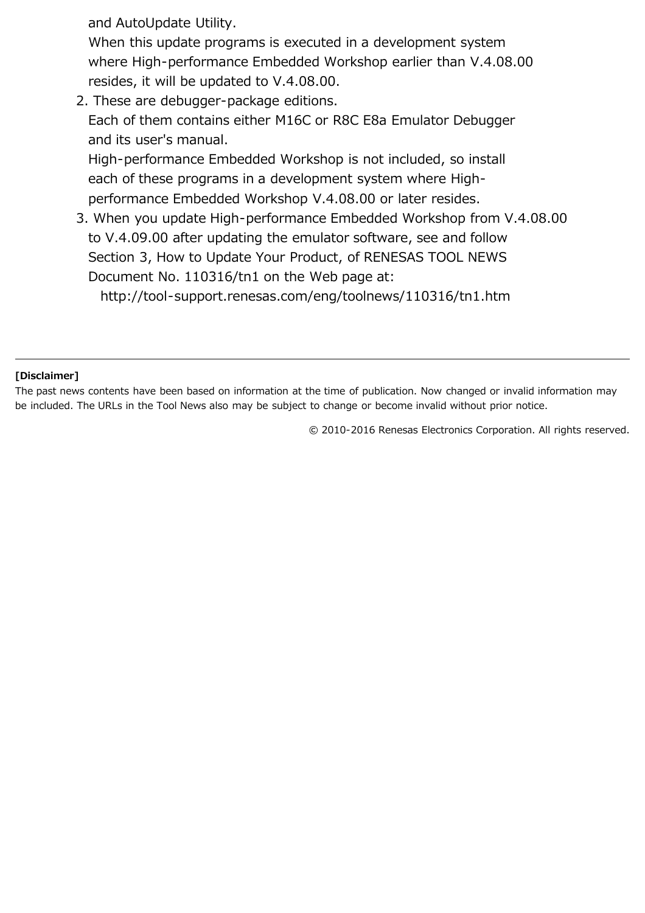and AutoUpdate Utility.
When this update programs is executed in a development system where High-performance Embedded Workshop earlier than V.4.08.00 resides, it will be updated to V.4.08.00.

2. These are debugger-package editions.
   Each of them contains either M16C or R8C E8a Emulator Debugger and its user's manual.
   High-performance Embedded Workshop is not included, so install each of these programs in a development system where High-performance Embedded Workshop V.4.08.00 or later resides.
3. When you update High-performance Embedded Workshop from V.4.08.00 to V.4.09.00 after updating the emulator software, see and follow Section 3, How to Update Your Product, of RENESAS TOOL NEWS Document No. 110316/tn1 on the Web page at:
   http://tool-support.renesas.com/eng/toolnews/110316/tn1.htm

---

**[Disclaimer]**

The past news contents have been based on information at the time of publication. Now changed or invalid information may be included. The URLs in the Tool News also may be subject to change or become invalid without prior notice.

© 2010-2016 Renesas Electronics Corporation. All rights reserved.